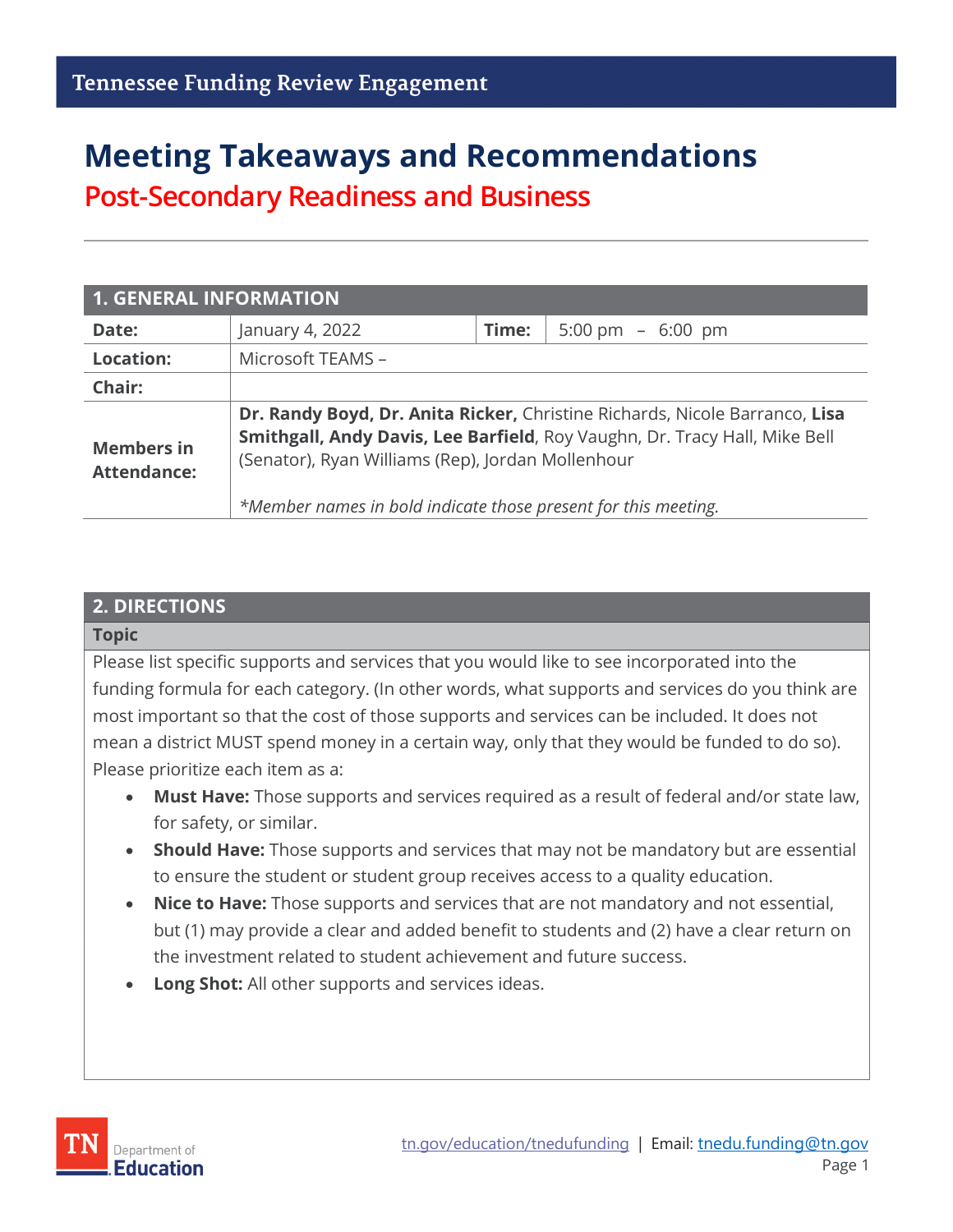Tennessee Funding Review Engagement

# Meeting Takeaways and Recommendations

## Post-Secondary Readiness and Business

| 1. GENERAL INFORMATION | | | |
|---|---|---|---|
| **Date:** | January 4, 2022 | **Time:** | 5:00 pm – 6:00 pm |
| **Location:** | Microsoft TEAMS – | | |
| **Chair:** | | | |
| **Members in Attendance:** | **Dr. Randy Boyd, Dr. Anita Ricker,** Christine Richards, Nicole Barranco, **Lisa Smithgall, Andy Davis, Lee Barfield**, Roy Vaughn, Dr. Tracy Hall, Mike Bell (Senator), Ryan Williams (Rep), Jordan Mollenhour<br><br>*\*Member names in bold indicate those present for this meeting.* | | |

## 2. DIRECTIONS

**Topic**

Please list specific supports and services that you would like to see incorporated into the funding formula for each category. (In other words, what supports and services do you think are most important so that the cost of those supports and services can be included. It does not mean a district MUST spend money in a certain way, only that they would be funded to do so). Please prioritize each item as a:

- **Must Have:** Those supports and services required as a result of federal and/or state law, for safety, or similar.
- **Should Have:** Those supports and services that may not be mandatory but are essential to ensure the student or student group receives access to a quality education.
- **Nice to Have:** Those supports and services that are not mandatory and not essential, but (1) may provide a clear and added benefit to students and (2) have a clear return on the investment related to student achievement and future success.
- **Long Shot:** All other supports and services ideas.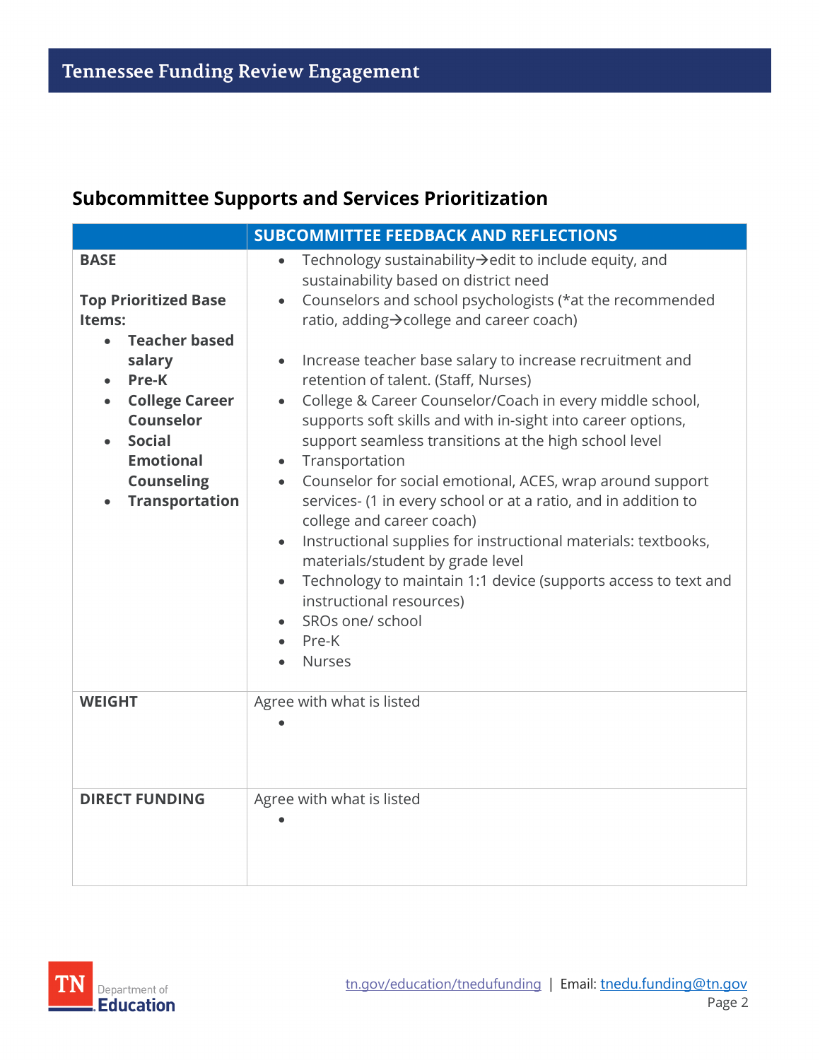## Subcommittee Supports and Services Prioritization

| | SUBCOMMITTEE FEEDBACK AND REFLECTIONS |
|---|---|
| **BASE**<br><br>**Top Prioritized Base Items:**<br>• **Teacher based salary**<br>• **Pre-K**<br>• **College Career Counselor**<br>• **Social Emotional Counseling**<br>• **Transportation** | • Technology sustainability→edit to include equity, and sustainability based on district need<br>• Counselors and school psychologists (*at the recommended ratio, adding→college and career coach)<br><br>• Increase teacher base salary to increase recruitment and retention of talent. (Staff, Nurses)<br>• College & Career Counselor/Coach in every middle school, supports soft skills and with in-sight into career options, support seamless transitions at the high school level<br>• Transportation<br>• Counselor for social emotional, ACES, wrap around support services- (1 in every school or at a ratio, and in addition to college and career coach)<br>• Instructional supplies for instructional materials: textbooks, materials/student by grade level<br>• Technology to maintain 1:1 device (supports access to text and instructional resources)<br>• SROs one/ school<br>• Pre-K<br>• Nurses |
| **WEIGHT** | Agree with what is listed<br>• |
| **DIRECT FUNDING** | Agree with what is listed<br>• |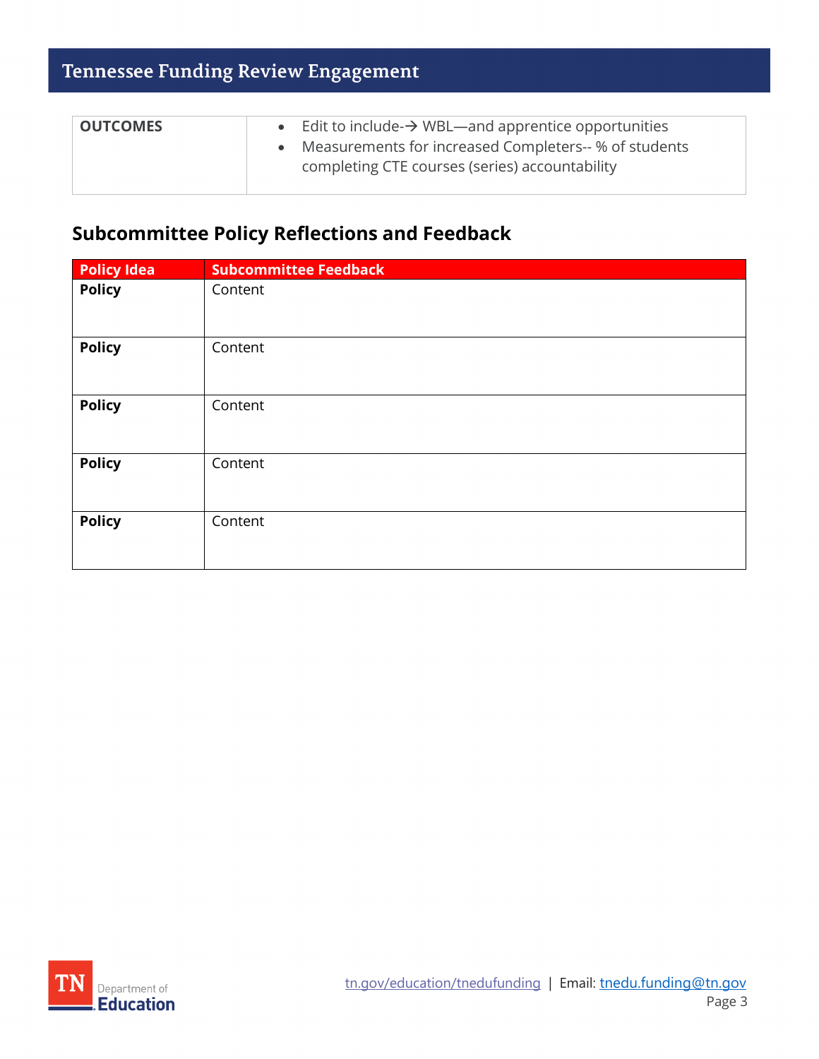| | |
|---|---|
| **OUTCOMES** | • Edit to include-→ WBL—and apprentice opportunities<br>• Measurements for increased Completers-- % of students completing CTE courses (series) accountability |

## Subcommittee Policy Reflections and Feedback

| Policy Idea | Subcommittee Feedback |
|---|---|
| **Policy** | Content |
| **Policy** | Content |
| **Policy** | Content |
| **Policy** | Content |
| **Policy** | Content |